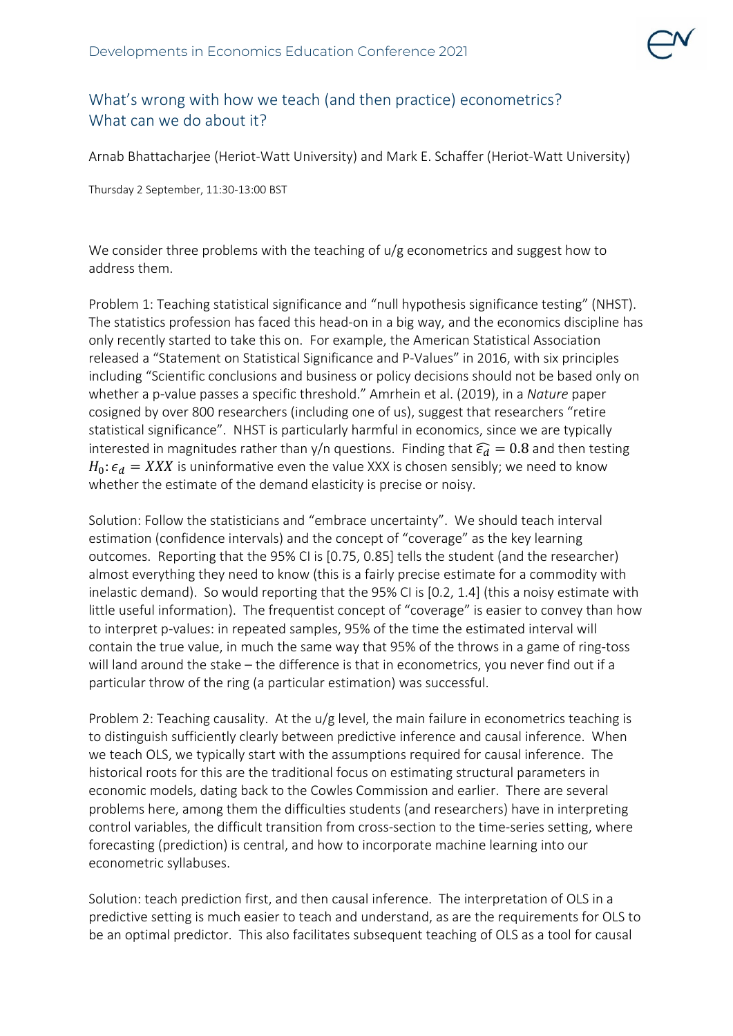# What's wrong with how we teach (and then practice) econometrics? What can we do about it?

Arnab Bhattacharjee (Heriot-Watt University) and Mark E. Schaffer (Heriot-Watt University)

Thursday 2 September, 11:30-13:00 BST

We consider three problems with the teaching of u/g econometrics and suggest how to address them.

Problem 1: Teaching statistical significance and "null hypothesis significance testing" (NHST). The statistics profession has faced this head-on in a big way, and the economics discipline has only recently started to take this on. For example, the American Statistical Association released a "Statement on Statistical Significance and P-Values" in 2016, with six principles including "Scientific conclusions and business or policy decisions should not be based only on whether a p-value passes a specific threshold." Amrhein et al. (2019), in a *Nature* paper cosigned by over 800 researchers (including one of us), suggest that researchers "retire statistical significance". NHST is particularly harmful in economics, since we are typically interested in magnitudes rather than y/n questions. Finding that $\widehat{\epsilon_d} = 0.8$ and then testing $H_0: \epsilon_d = XXX$ is uninformative even the value XXX is chosen sensibly; we need to know whether the estimate of the demand elasticity is precise or noisy.

Solution: Follow the statisticians and "embrace uncertainty". We should teach interval estimation (confidence intervals) and the concept of "coverage" as the key learning outcomes. Reporting that the 95% CI is [0.75, 0.85] tells the student (and the researcher) almost everything they need to know (this is a fairly precise estimate for a commodity with inelastic demand). So would reporting that the 95% CI is [0.2, 1.4] (this a noisy estimate with little useful information). The frequentist concept of "coverage" is easier to convey than how to interpret p-values: in repeated samples, 95% of the time the estimated interval will contain the true value, in much the same way that 95% of the throws in a game of ring-toss will land around the stake – the difference is that in econometrics, you never find out if a particular throw of the ring (a particular estimation) was successful.

Problem 2: Teaching causality. At the u/g level, the main failure in econometrics teaching is to distinguish sufficiently clearly between predictive inference and causal inference. When we teach OLS, we typically start with the assumptions required for causal inference. The historical roots for this are the traditional focus on estimating structural parameters in economic models, dating back to the Cowles Commission and earlier. There are several problems here, among them the difficulties students (and researchers) have in interpreting control variables, the difficult transition from cross-section to the time-series setting, where forecasting (prediction) is central, and how to incorporate machine learning into our econometric syllabuses.

Solution: teach prediction first, and then causal inference. The interpretation of OLS in a predictive setting is much easier to teach and understand, as are the requirements for OLS to be an optimal predictor. This also facilitates subsequent teaching of OLS as a tool for causal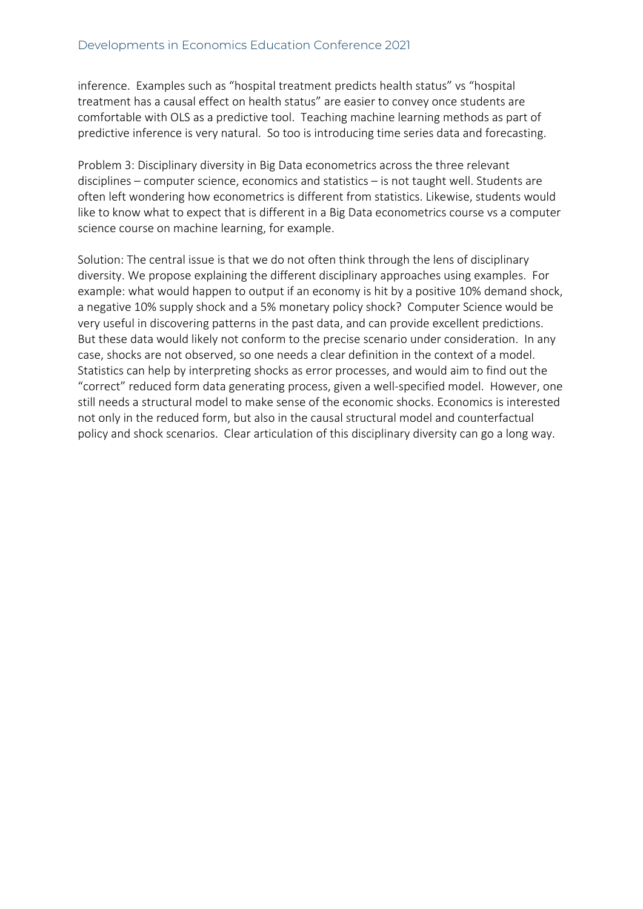inference. Examples such as "hospital treatment predicts health status" vs "hospital treatment has a causal effect on health status" are easier to convey once students are comfortable with OLS as a predictive tool. Teaching machine learning methods as part of predictive inference is very natural. So too is introducing time series data and forecasting.

Problem 3: Disciplinary diversity in Big Data econometrics across the three relevant disciplines – computer science, economics and statistics – is not taught well. Students are often left wondering how econometrics is different from statistics. Likewise, students would like to know what to expect that is different in a Big Data econometrics course vs a computer science course on machine learning, for example.

Solution: The central issue is that we do not often think through the lens of disciplinary diversity. We propose explaining the different disciplinary approaches using examples. For example: what would happen to output if an economy is hit by a positive 10% demand shock, a negative 10% supply shock and a 5% monetary policy shock? Computer Science would be very useful in discovering patterns in the past data, and can provide excellent predictions. But these data would likely not conform to the precise scenario under consideration. In any case, shocks are not observed, so one needs a clear definition in the context of a model. Statistics can help by interpreting shocks as error processes, and would aim to find out the "correct" reduced form data generating process, given a well-specified model. However, one still needs a structural model to make sense of the economic shocks. Economics is interested not only in the reduced form, but also in the causal structural model and counterfactual policy and shock scenarios. Clear articulation of this disciplinary diversity can go a long way.